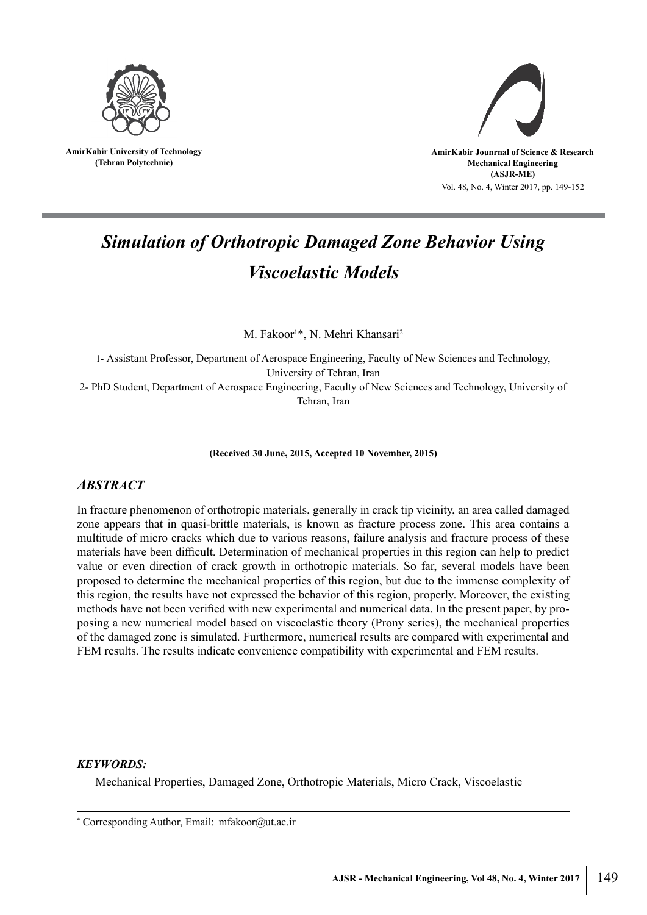AmirKabir University of Technology
(Tehran Polytechnic)

AmirKabir Jounrnal of Science & Research
Mechanical Engineering
(ASJR-ME)
Vol. 48, No. 4, Winter 2017, pp. 149-152

# *Simulation of Orthotropic Damaged Zone Behavior Using Viscoelastic Models*

M. Fakoor[1]*, N. Mehri Khansari[2]

1- Assistant Professor, Department of Aerospace Engineering, Faculty of New Sciences and Technology, University of Tehran, Iran

2- PhD Student, Department of Aerospace Engineering, Faculty of New Sciences and Technology, University of Tehran, Iran

**(Received 30 June, 2015, Accepted 10 November, 2015)**

## *ABSTRACT*

In fracture phenomenon of orthotropic materials, generally in crack tip vicinity, an area called damaged zone appears that in quasi-brittle materials, is known as fracture process zone. This area contains a multitude of micro cracks which due to various reasons, failure analysis and fracture process of these materials have been difficult. Determination of mechanical properties in this region can help to predict value or even direction of crack growth in orthotropic materials. So far, several models have been proposed to determine the mechanical properties of this region, but due to the immense complexity of this region, the results have not expressed the behavior of this region, properly. Moreover, the existing methods have not been verified with new experimental and numerical data. In the present paper, by proposing a new numerical model based on viscoelastic theory (Prony series), the mechanical properties of the damaged zone is simulated. Furthermore, numerical results are compared with experimental and FEM results. The results indicate convenience compatibility with experimental and FEM results.

### *KEYWORDS:*

Mechanical Properties, Damaged Zone, Orthotropic Materials, Micro Crack, Viscoelastic

---

* Corresponding Author, Email: mfakoor@ut.ac.ir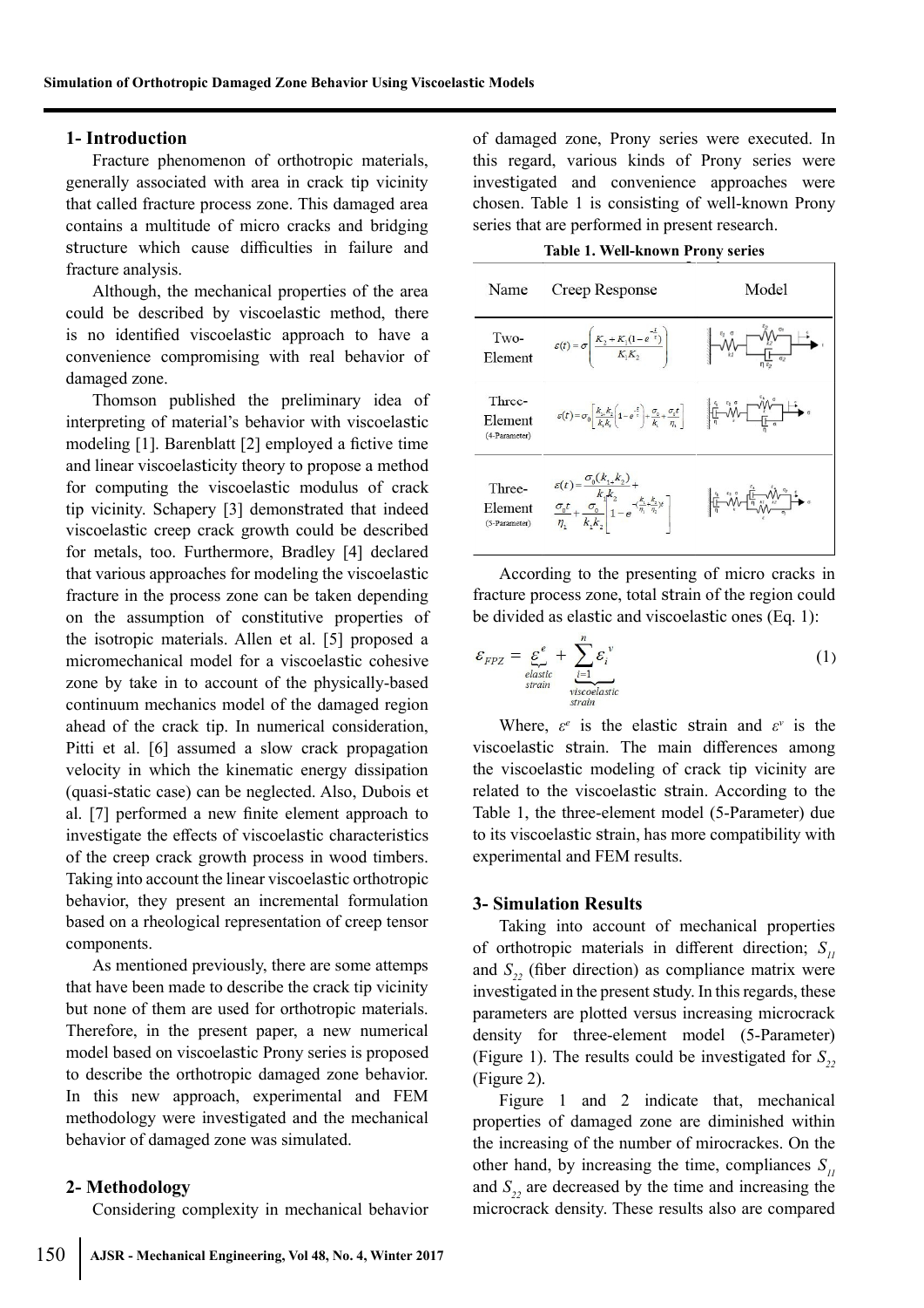## 1- Introduction

Fracture phenomenon of orthotropic materials, generally associated with area in crack tip vicinity that called fracture process zone. This damaged area contains a multitude of micro cracks and bridging structure which cause difficulties in failure and fracture analysis.

Although, the mechanical properties of the area could be described by viscoelastic method, there is no identified viscoelastic approach to have a convenience compromising with real behavior of damaged zone.

Thomson published the preliminary idea of interpreting of material's behavior with viscoelastic modeling [1]. Barenblatt [2] employed a fictive time and linear viscoelasticity theory to propose a method for computing the viscoelastic modulus of crack tip vicinity. Schapery [3] demonstrated that indeed viscoelastic creep crack growth could be described for metals, too. Furthermore, Bradley [4] declared that various approaches for modeling the viscoelastic fracture in the process zone can be taken depending on the assumption of constitutive properties of the isotropic materials. Allen et al. [5] proposed a micromechanical model for a viscoelastic cohesive zone by take in to account of the physically-based continuum mechanics model of the damaged region ahead of the crack tip. In numerical consideration, Pitti et al. [6] assumed a slow crack propagation velocity in which the kinematic energy dissipation (quasi-static case) can be neglected. Also, Dubois et al. [7] performed a new finite element approach to investigate the effects of viscoelastic characteristics of the creep crack growth process in wood timbers. Taking into account the linear viscoelastic orthotropic behavior, they present an incremental formulation based on a rheological representation of creep tensor components.

As mentioned previously, there are some attemps that have been made to describe the crack tip vicinity but none of them are used for orthotropic materials. Therefore, in the present paper, a new numerical model based on viscoelastic Prony series is proposed to describe the orthotropic damaged zone behavior. In this new approach, experimental and FEM methodology were investigated and the mechanical behavior of damaged zone was simulated.

## 2- Methodology

Considering complexity in mechanical behavior of damaged zone, Prony series were executed. In this regard, various kinds of Prony series were investigated and convenience approaches were chosen. Table 1 is consisting of well-known Prony series that are performed in present research.

**Table 1. Well-known Prony series**

| Name | Creep Response | Model |
|---|---|---|
| Two-Element | $\varepsilon(t)=\sigma\left(\frac{K_2+K_1(1-e^{-\frac{t}{\tau}})}{K_1K_2}\right)$ | |
| Three-Element (4-Parameter) | $\varepsilon(t)=\sigma_0\left[\frac{k_0k_2}{k_1k_2}\left(1-e^{-\frac{t}{\tau}}\right)+\frac{\sigma_0}{k_1}+\frac{\sigma_0 t}{\eta_1}\right]$ | |
| Three-Element (5-Parameter) | $\varepsilon(t)=\frac{\sigma_0(k_1+k_2)}{k_1k_2}+\frac{\sigma_0 t}{\eta_1}+\frac{\sigma_0}{k_1k_2}\left[1-e^{-\left(\frac{k_1}{\eta_1}+\frac{k_2}{\eta_2}\right)t}\right]$ | |

According to the presenting of micro cracks in fracture process zone, total strain of the region could be divided as elastic and viscoelastic ones (Eq. 1):

$$\varepsilon_{FPZ}=\underbrace{\varepsilon^{e}}_{\text{elastic strain}}+\underbrace{\sum_{i=1}^{n}\varepsilon_i^{v}}_{\text{viscoelastic strain}} \tag{1}$$

Where, $\varepsilon^e$ is the elastic strain and $\varepsilon^v$ is the viscoelastic strain. The main differences among the viscoelastic modeling of crack tip vicinity are related to the viscoelastic strain. According to the Table 1, the three-element model (5-Parameter) due to its viscoelastic strain, has more compatibility with experimental and FEM results.

## 3- Simulation Results

Taking into account of mechanical properties of orthotropic materials in different direction; $S_{11}$ and $S_{22}$ (fiber direction) as compliance matrix were investigated in the present study. In this regards, these parameters are plotted versus increasing microcrack density for three-element model (5-Parameter) (Figure 1). The results could be investigated for $S_{22}$ (Figure 2).

Figure 1 and 2 indicate that, mechanical properties of damaged zone are diminished within the increasing of the number of mirocrackes. On the other hand, by increasing the time, compliances $S_{11}$ and $S_{22}$ are decreased by the time and increasing the microcrack density. These results also are compared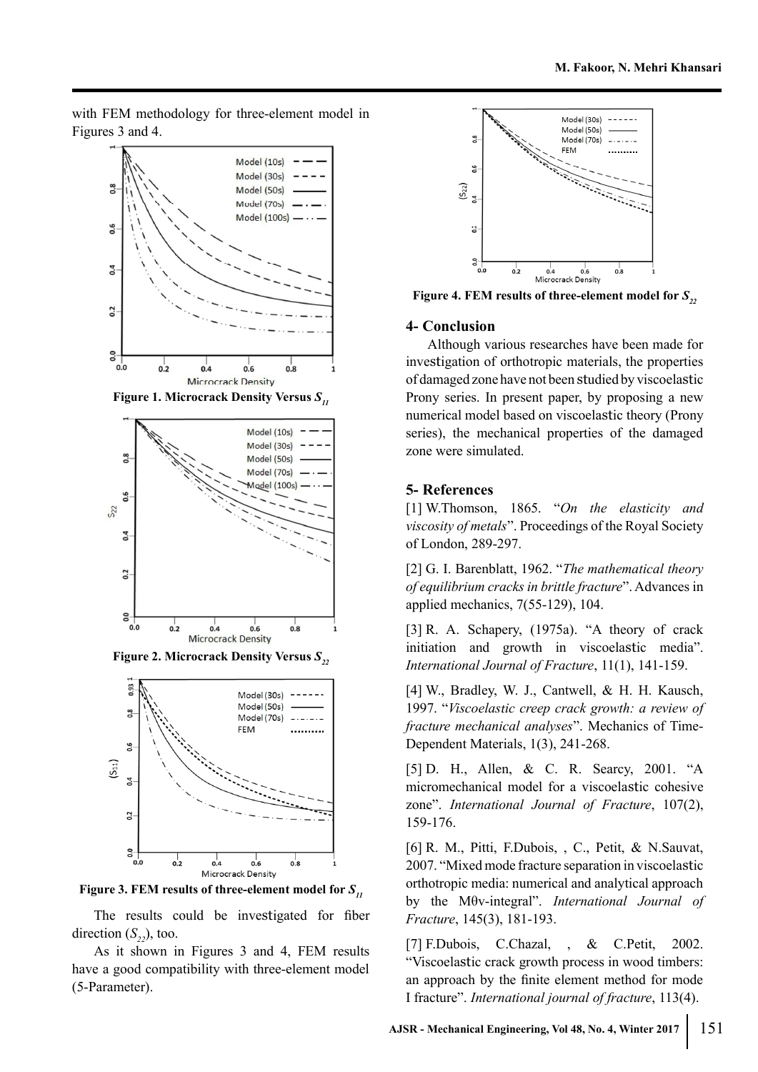with FEM methodology for three-element model in Figures 3 and 4.

Model (10s)
Model (30s)
Model (50s)
Model (70s)
Model (100s)
0.0 0.2 0.4 0.6 0.8 1
Microcrack Density

Figure 1. Microcrack Density Versus $S_{11}$

Model (10s)
Model (30s)
Model (50s)
Model (70s)
Model (100s)
$S_{22}$
0.0 0.2 0.4 0.6 0.8 1
Microcrack Density

Figure 2. Microcrack Density Versus $S_{22}$

Model (30s)
Model (50s)
Model (70s)
FEM
$(S_{11})$
0.0 0.2 0.4 0.6 0.8 1
Microcrack Density

Figure 3. FEM results of three-element model for $S_{11}$

The results could be investigated for fiber direction ($S_{22}$), too.

As it shown in Figures 3 and 4, FEM results have a good compatibility with three-element model (5-Parameter).

Model (30s)
Model (50s)
Model (70s)
FEM
$(S_{22})$
0.0 0.2 0.4 0.6 0.8 1
Microcrack Density

Figure 4. FEM results of three-element model for $S_{22}$

## 4- Conclusion

Although various researches have been made for investigation of orthotropic materials, the properties of damaged zone have not been studied by viscoelastic Prony series. In present paper, by proposing a new numerical model based on viscoelastic theory (Prony series), the mechanical properties of the damaged zone were simulated.

## 5- References

[1] W.Thomson, 1865. "*On the elasticity and viscosity of metals*". Proceedings of the Royal Society of London, 289-297.

[2] G. I. Barenblatt, 1962. "*The mathematical theory of equilibrium cracks in brittle fracture*". Advances in applied mechanics, 7(55-129), 104.

[3] R. A. Schapery, (1975a). "A theory of crack initiation and growth in viscoelastic media". *International Journal of Fracture*, 11(1), 141-159.

[4] W., Bradley, W. J., Cantwell, & H. H. Kausch, 1997. "*Viscoelastic creep crack growth: a review of fracture mechanical analyses*". Mechanics of Time-Dependent Materials, 1(3), 241-268.

[5] D. H., Allen, & C. R. Searcy, 2001. "A micromechanical model for a viscoelastic cohesive zone". *International Journal of Fracture*, 107(2), 159-176.

[6] R. M., Pitti, F.Dubois, , C., Petit, & N.Sauvat, 2007. "Mixed mode fracture separation in viscoelastic orthotropic media: numerical and analytical approach by the Mθv-integral". *International Journal of Fracture*, 145(3), 181-193.

[7] F.Dubois, C.Chazal, , & C.Petit, 2002. "Viscoelastic crack growth process in wood timbers: an approach by the finite element method for mode I fracture". *International journal of fracture*, 113(4).